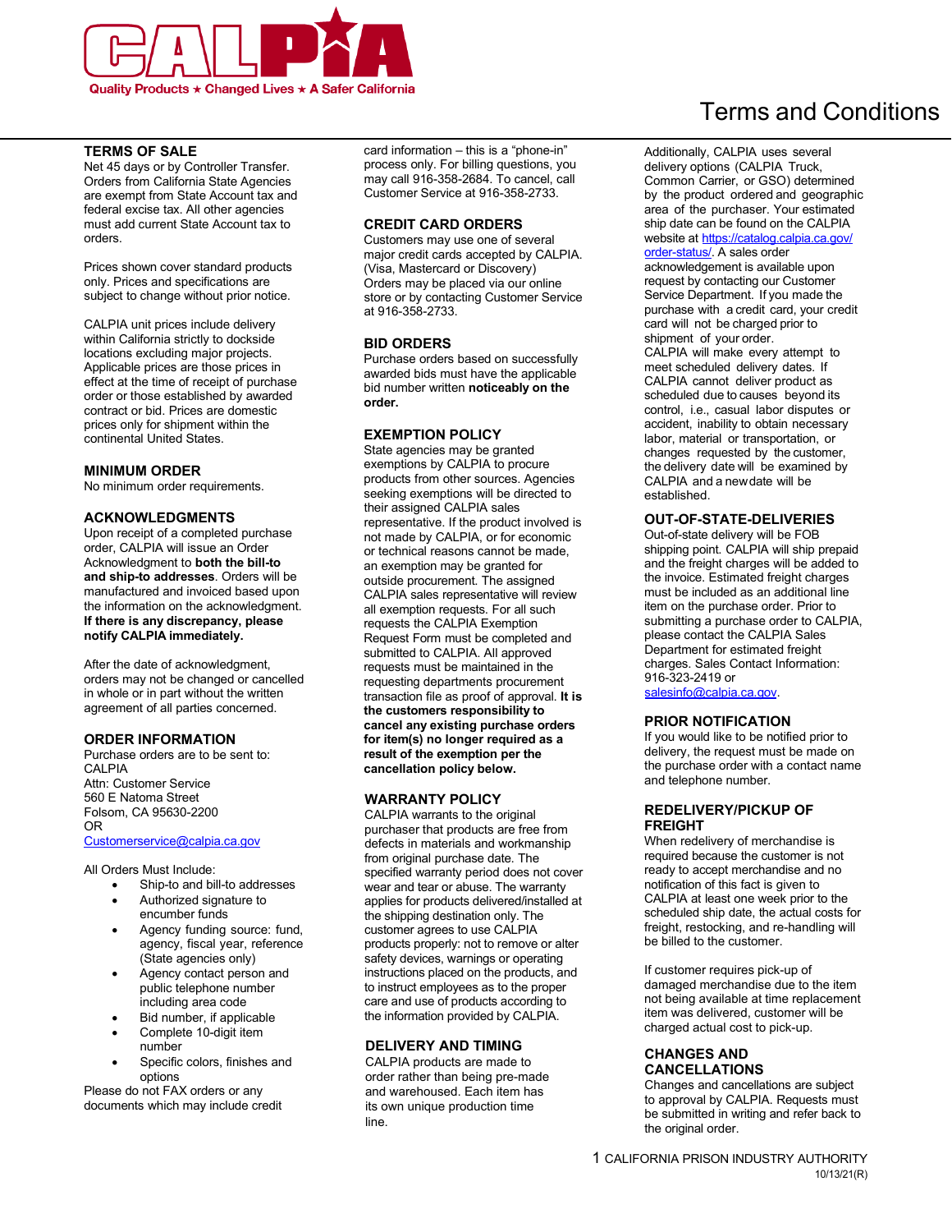# CALPIA

Quality Products ★ Changed Lives ★ A Safer California

# Terms and Conditions

## TERMS OF SALE

Net 45 days or by Controller Transfer. Orders from California State Agencies are exempt from State Account tax and federal excise tax. All other agencies must add current State Account tax to orders.

Prices shown cover standard products only. Prices and specifications are subject to change without prior notice.

CALPIA unit prices include delivery within California strictly to dockside locations excluding major projects. Applicable prices are those prices in effect at the time of receipt of purchase order or those established by awarded contract or bid. Prices are domestic prices only for shipment within the continental United States.

## MINIMUM ORDER

No minimum order requirements.

## ACKNOWLEDGMENTS

Upon receipt of a completed purchase order, CALPIA will issue an Order Acknowledgment to **both the bill-to and ship-to addresses**. Orders will be manufactured and invoiced based upon the information on the acknowledgment. **If there is any discrepancy, please notify CALPIA immediately.**

After the date of acknowledgment, orders may not be changed or cancelled in whole or in part without the written agreement of all parties concerned.

## ORDER INFORMATION

Purchase orders are to be sent to:
CALPIA
Attn: Customer Service
560 E Natoma Street
Folsom, CA 95630-2200
OR
Customerservice@calpia.ca.gov

All Orders Must Include:

- Ship-to and bill-to addresses
- Authorized signature to encumber funds
- Agency funding source: fund, agency, fiscal year, reference (State agencies only)
- Agency contact person and public telephone number including area code
- Bid number, if applicable
- Complete 10-digit item number
- Specific colors, finishes and options

Please do not FAX orders or any documents which may include credit card information – this is a "phone-in" process only. For billing questions, you may call 916-358-2684. To cancel, call Customer Service at 916-358-2733.

## CREDIT CARD ORDERS

Customers may use one of several major credit cards accepted by CALPIA. (Visa, Mastercard or Discovery) Orders may be placed via our online store or by contacting Customer Service at 916-358-2733.

## BID ORDERS

Purchase orders based on successfully awarded bids must have the applicable bid number written **noticeably on the order.**

## EXEMPTION POLICY

State agencies may be granted exemptions by CALPIA to procure products from other sources. Agencies seeking exemptions will be directed to their assigned CALPIA sales representative. If the product involved is not made by CALPIA, or for economic or technical reasons cannot be made, an exemption may be granted for outside procurement. The assigned CALPIA sales representative will review all exemption requests. For all such requests the CALPIA Exemption Request Form must be completed and submitted to CALPIA. All approved requests must be maintained in the requesting departments procurement transaction file as proof of approval. **It is the customers responsibility to cancel any existing purchase orders for item(s) no longer required as a result of the exemption per the cancellation policy below.**

## WARRANTY POLICY

CALPIA warrants to the original purchaser that products are free from defects in materials and workmanship from original purchase date. The specified warranty period does not cover wear and tear or abuse. The warranty applies for products delivered/installed at the shipping destination only. The customer agrees to use CALPIA products properly: not to remove or alter safety devices, warnings or operating instructions placed on the products, and to instruct employees as to the proper care and use of products according to the information provided by CALPIA.

## DELIVERY AND TIMING

CALPIA products are made to order rather than being pre-made and warehoused. Each item has its own unique production time line.

Additionally, CALPIA uses several delivery options (CALPIA Truck, Common Carrier, or GSO) determined by the product ordered and geographic area of the purchaser. Your estimated ship date can be found on the CALPIA website at https://catalog.calpia.ca.gov/order-status/. A sales order acknowledgement is available upon request by contacting our Customer Service Department. If you made the purchase with a credit card, your credit card will not be charged prior to shipment of your order.
CALPIA will make every attempt to meet scheduled delivery dates. If CALPIA cannot deliver product as scheduled due to causes beyond its control, i.e., casual labor disputes or accident, inability to obtain necessary labor, material or transportation, or changes requested by the customer, the delivery date will be examined by CALPIA and a new date will be established.

## OUT-OF-STATE-DELIVERIES

Out-of-state delivery will be FOB shipping point. CALPIA will ship prepaid and the freight charges will be added to the invoice. Estimated freight charges must be included as an additional line item on the purchase order. Prior to submitting a purchase order to CALPIA, please contact the CALPIA Sales Department for estimated freight charges. Sales Contact Information: 916-323-2419 or salesinfo@calpia.ca.gov.

## PRIOR NOTIFICATION

If you would like to be notified prior to delivery, the request must be made on the purchase order with a contact name and telephone number.

## REDELIVERY/PICKUP OF FREIGHT

When redelivery of merchandise is required because the customer is not ready to accept merchandise and no notification of this fact is given to CALPIA at least one week prior to the scheduled ship date, the actual costs for freight, restocking, and re-handling will be billed to the customer.

If customer requires pick-up of damaged merchandise due to the item not being available at time replacement item was delivered, customer will be charged actual cost to pick-up.

## CHANGES AND CANCELLATIONS

Changes and cancellations are subject to approval by CALPIA. Requests must be submitted in writing and refer back to the original order.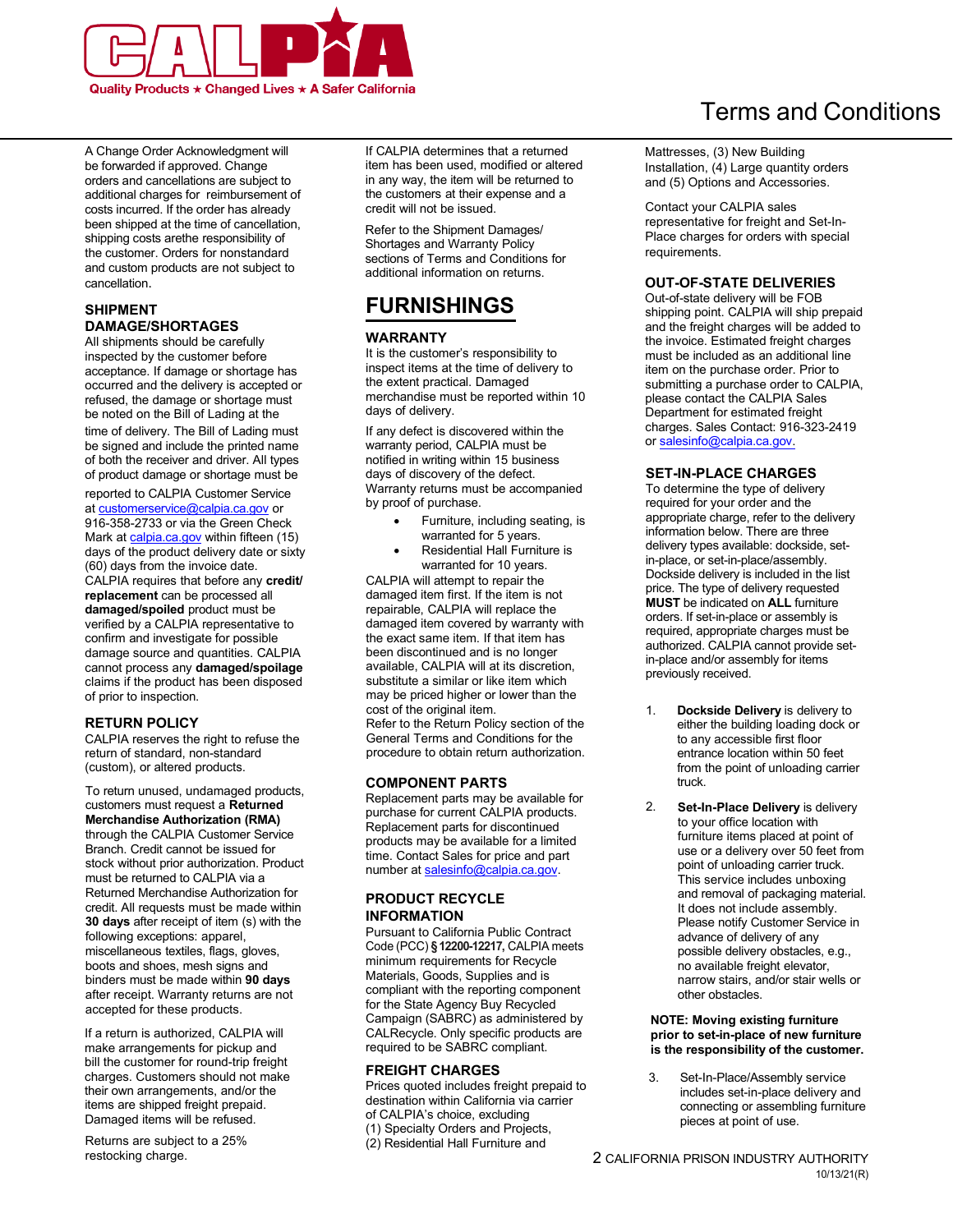# Terms and Conditions

A Change Order Acknowledgment will be forwarded if approved. Change orders and cancellations are subject to additional charges for reimbursement of costs incurred. If the order has already been shipped at the time of cancellation, shipping costs arethe responsibility of the customer. Orders for nonstandard and custom products are not subject to cancellation.

### SHIPMENT DAMAGE/SHORTAGES

All shipments should be carefully inspected by the customer before acceptance. If damage or shortage has occurred and the delivery is accepted or refused, the damage or shortage must be noted on the Bill of Lading at the time of delivery. The Bill of Lading must be signed and include the printed name of both the receiver and driver. All types of product damage or shortage must be reported to CALPIA Customer Service at customerservice@calpia.ca.gov or 916-358-2733 or via the Green Check Mark at calpia.ca.gov within fifteen (15) days of the product delivery date or sixty (60) days from the invoice date. CALPIA requires that before any **credit/ replacement** can be processed all **damaged/spoiled** product must be verified by a CALPIA representative to confirm and investigate for possible damage source and quantities. CALPIA cannot process any **damaged/spoilage** claims if the product has been disposed of prior to inspection.

### RETURN POLICY

CALPIA reserves the right to refuse the return of standard, non-standard (custom), or altered products.

To return unused, undamaged products, customers must request a **Returned Merchandise Authorization (RMA)** through the CALPIA Customer Service Branch. Credit cannot be issued for stock without prior authorization. Product must be returned to CALPIA via a Returned Merchandise Authorization for credit. All requests must be made within **30 days** after receipt of item (s) with the following exceptions: apparel, miscellaneous textiles, flags, gloves, boots and shoes, mesh signs and binders must be made within **90 days** after receipt. Warranty returns are not accepted for these products.

If a return is authorized, CALPIA will make arrangements for pickup and bill the customer for round-trip freight charges. Customers should not make their own arrangements, and/or the items are shipped freight prepaid. Damaged items will be refused.

Returns are subject to a 25% restocking charge.

If CALPIA determines that a returned item has been used, modified or altered in any way, the item will be returned to the customers at their expense and a credit will not be issued.

Refer to the Shipment Damages/ Shortages and Warranty Policy sections of Terms and Conditions for additional information on returns.

## FURNISHINGS

### WARRANTY

It is the customer's responsibility to inspect items at the time of delivery to the extent practical. Damaged merchandise must be reported within 10 days of delivery.

If any defect is discovered within the warranty period, CALPIA must be notified in writing within 15 business days of discovery of the defect. Warranty returns must be accompanied by proof of purchase.

- Furniture, including seating, is warranted for 5 years.
- Residential Hall Furniture is warranted for 10 years.

CALPIA will attempt to repair the damaged item first. If the item is not repairable, CALPIA will replace the damaged item covered by warranty with the exact same item. If that item has been discontinued and is no longer available, CALPIA will at its discretion, substitute a similar or like item which may be priced higher or lower than the cost of the original item.
Refer to the Return Policy section of the General Terms and Conditions for the procedure to obtain return authorization.

### COMPONENT PARTS

Replacement parts may be available for purchase for current CALPIA products. Replacement parts for discontinued products may be available for a limited time. Contact Sales for price and part number at salesinfo@calpia.ca.gov.

### PRODUCT RECYCLE INFORMATION

Pursuant to California Public Contract Code (PCC) **§ 12200-12217,** CALPIA meets minimum requirements for Recycle Materials, Goods, Supplies and is compliant with the reporting component for the State Agency Buy Recycled Campaign (SABRC) as administered by CALRecycle. Only specific products are required to be SABRC compliant.

### FREIGHT CHARGES

Prices quoted includes freight prepaid to destination within California via carrier of CALPIA's choice, excluding
(1) Specialty Orders and Projects,
(2) Residential Hall Furniture and Mattresses, (3) New Building Installation, (4) Large quantity orders and (5) Options and Accessories.

Contact your CALPIA sales representative for freight and Set-In-Place charges for orders with special requirements.

### OUT-OF-STATE DELIVERIES

Out-of-state delivery will be FOB shipping point. CALPIA will ship prepaid and the freight charges will be added to the invoice. Estimated freight charges must be included as an additional line item on the purchase order. Prior to submitting a purchase order to CALPIA, please contact the CALPIA Sales Department for estimated freight charges. Sales Contact: 916-323-2419 or salesinfo@calpia.ca.gov.

### SET-IN-PLACE CHARGES

To determine the type of delivery required for your order and the appropriate charge, refer to the delivery information below. There are three delivery types available: dockside, set-in-place, or set-in-place/assembly. Dockside delivery is included in the list price. The type of delivery requested **MUST** be indicated on **ALL** furniture orders. If set-in-place or assembly is required, appropriate charges must be authorized. CALPIA cannot provide set-in-place and/or assembly for items previously received.

1. **Dockside Delivery** is delivery to either the building loading dock or to any accessible first floor entrance location within 50 feet from the point of unloading carrier truck.

2. **Set-In-Place Delivery** is delivery to your office location with furniture items placed at point of use or a delivery over 50 feet from point of unloading carrier truck. This service includes unboxing and removal of packaging material. It does not include assembly. Please notify Customer Service in advance of delivery of any possible delivery obstacles, e.g., no available freight elevator, narrow stairs, and/or stair wells or other obstacles.

**NOTE: Moving existing furniture prior to set-in-place of new furniture is the responsibility of the customer.**

3. Set-In-Place/Assembly service includes set-in-place delivery and connecting or assembling furniture pieces at point of use.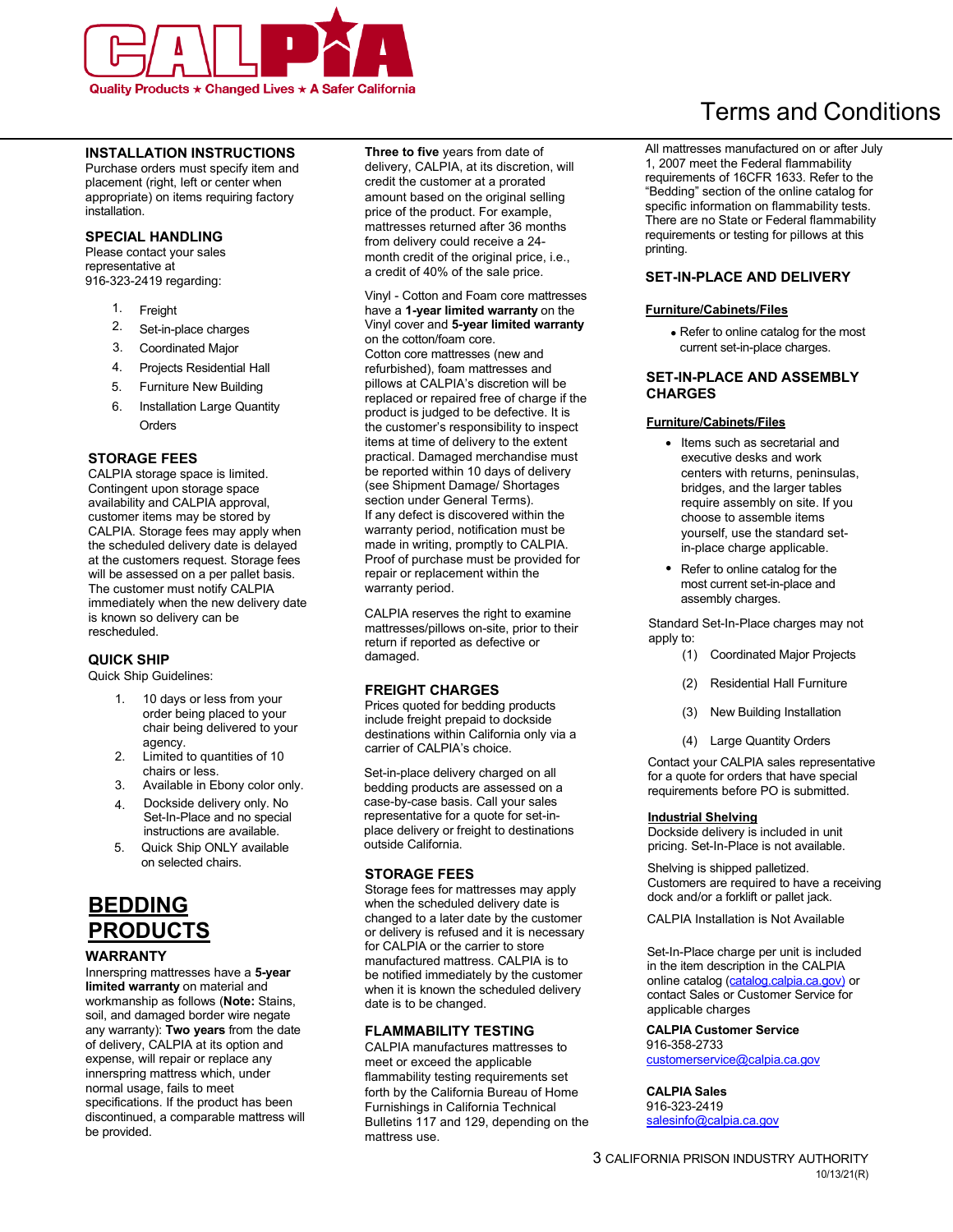# Terms and Conditions

## INSTALLATION INSTRUCTIONS

Purchase orders must specify item and placement (right, left or center when appropriate) on items requiring factory installation.

## SPECIAL HANDLING

Please contact your sales representative at 916-323-2419 regarding:

1. Freight
2. Set-in-place charges
3. Coordinated Major
4. Projects Residential Hall
5. Furniture New Building
6. Installation Large Quantity Orders

## STORAGE FEES

CALPIA storage space is limited. Contingent upon storage space availability and CALPIA approval, customer items may be stored by CALPIA. Storage fees may apply when the scheduled delivery date is delayed at the customers request. Storage fees will be assessed on a per pallet basis. The customer must notify CALPIA immediately when the new delivery date is known so delivery can be rescheduled.

## QUICK SHIP

Quick Ship Guidelines:

1. 10 days or less from your order being placed to your chair being delivered to your agency.
2. Limited to quantities of 10 chairs or less.
3. Available in Ebony color only.
4. Dockside delivery only. No Set-In-Place and no special instructions are available.
5. Quick Ship ONLY available on selected chairs.

# BEDDING PRODUCTS

## WARRANTY

Innerspring mattresses have a **5-year limited warranty** on material and workmanship as follows (**Note:** Stains, soil, and damaged border wire negate any warranty): **Two years** from the date of delivery, CALPIA at its option and expense, will repair or replace any innerspring mattress which, under normal usage, fails to meet specifications. If the product has been discontinued, a comparable mattress will be provided.

**Three to five** years from date of delivery, CALPIA, at its discretion, will credit the customer at a prorated amount based on the original selling price of the product. For example, mattresses returned after 36 months from delivery could receive a 24-month credit of the original price, i.e., a credit of 40% of the sale price.

Vinyl - Cotton and Foam core mattresses have a **1-year limited warranty** on the Vinyl cover and **5-year limited warranty** on the cotton/foam core.
Cotton core mattresses (new and refurbished), foam mattresses and pillows at CALPIA's discretion will be replaced or repaired free of charge if the product is judged to be defective. It is the customer's responsibility to inspect items at time of delivery to the extent practical. Damaged merchandise must be reported within 10 days of delivery (see Shipment Damage/ Shortages section under General Terms).
If any defect is discovered within the warranty period, notification must be made in writing, promptly to CALPIA. Proof of purchase must be provided for repair or replacement within the warranty period.

CALPIA reserves the right to examine mattresses/pillows on-site, prior to their return if reported as defective or damaged.

## FREIGHT CHARGES

Prices quoted for bedding products include freight prepaid to dockside destinations within California only via a carrier of CALPIA's choice.

Set-in-place delivery charged on all bedding products are assessed on a case-by-case basis. Call your sales representative for a quote for set-in-place delivery or freight to destinations outside California.

## STORAGE FEES

Storage fees for mattresses may apply when the scheduled delivery date is changed to a later date by the customer or delivery is refused and it is necessary for CALPIA or the carrier to store manufactured mattress. CALPIA is to be notified immediately by the customer when it is known the scheduled delivery date is to be changed.

## FLAMMABILITY TESTING

CALPIA manufactures mattresses to meet or exceed the applicable flammability testing requirements set forth by the California Bureau of Home Furnishings in California Technical Bulletins 117 and 129, depending on the mattress use.

All mattresses manufactured on or after July 1, 2007 meet the Federal flammability requirements of 16CFR 1633. Refer to the "Bedding" section of the online catalog for specific information on flammability tests. There are no State or Federal flammability requirements or testing for pillows at this printing.

## SET-IN-PLACE AND DELIVERY

**Furniture/Cabinets/Files**

- Refer to online catalog for the most current set-in-place charges.

## SET-IN-PLACE AND ASSEMBLY CHARGES

**Furniture/Cabinets/Files**

- Items such as secretarial and executive desks and work centers with returns, peninsulas, bridges, and the larger tables require assembly on site. If you choose to assemble items yourself, use the standard set-in-place charge applicable.
- Refer to online catalog for the most current set-in-place and assembly charges.

Standard Set-In-Place charges may not apply to:

(1) Coordinated Major Projects

(2) Residential Hall Furniture

(3) New Building Installation

(4) Large Quantity Orders

Contact your CALPIA sales representative for a quote for orders that have special requirements before PO is submitted.

**Industrial Shelving**

Dockside delivery is included in unit pricing. Set-In-Place is not available.

Shelving is shipped palletized. Customers are required to have a receiving dock and/or a forklift or pallet jack.

CALPIA Installation is Not Available

Set-In-Place charge per unit is included in the item description in the CALPIA online catalog (catalog.calpia.ca.gov) or contact Sales or Customer Service for applicable charges

**CALPIA Customer Service**
916-358-2733
customerservice@calpia.ca.gov

**CALPIA Sales**
916-323-2419
salesinfo@calpia.ca.gov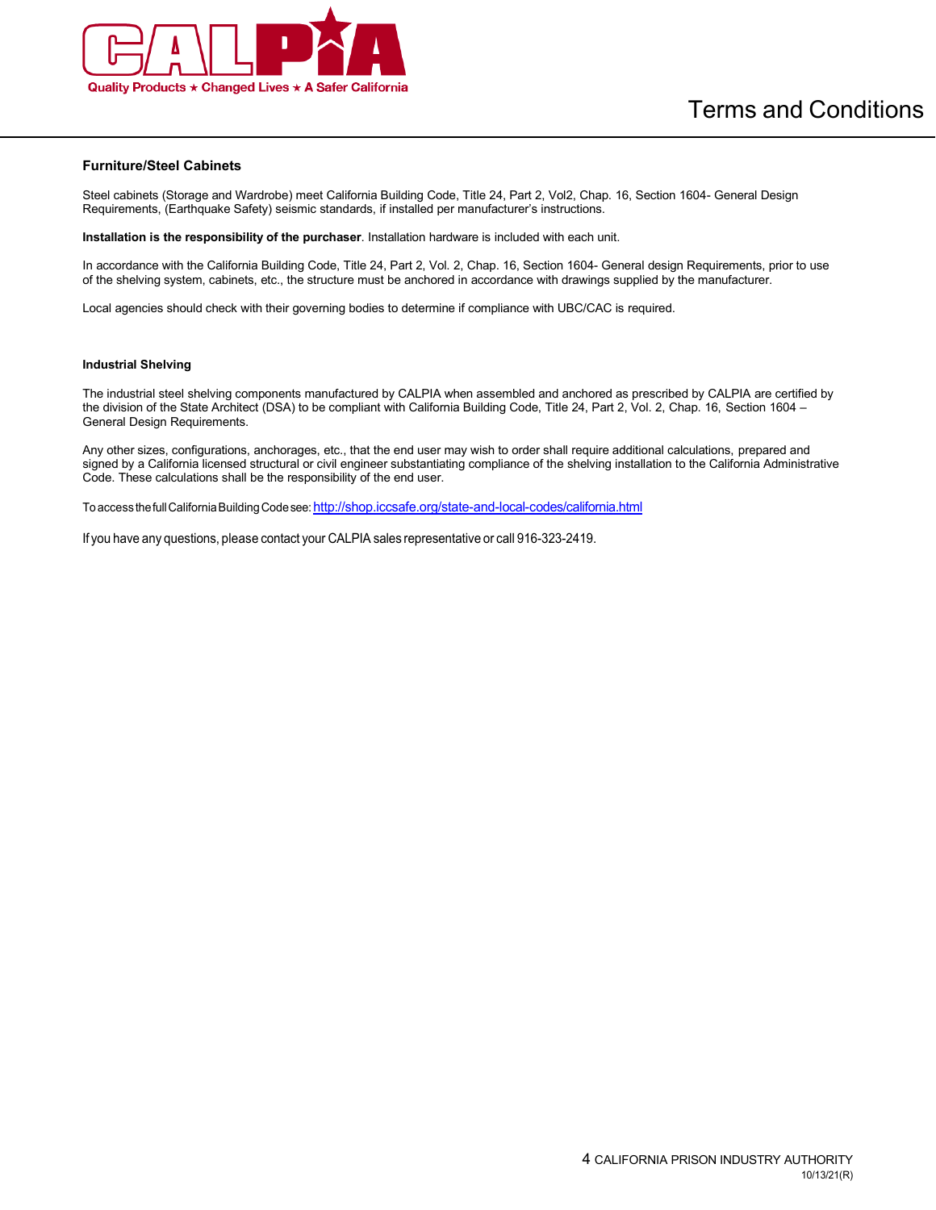# Terms and Conditions

### Furniture/Steel Cabinets

Steel cabinets (Storage and Wardrobe) meet California Building Code, Title 24, Part 2, Vol2, Chap. 16, Section 1604- General Design Requirements, (Earthquake Safety) seismic standards, if installed per manufacturer's instructions.

**Installation is the responsibility of the purchaser**. Installation hardware is included with each unit.

In accordance with the California Building Code, Title 24, Part 2, Vol. 2, Chap. 16, Section 1604- General design Requirements, prior to use of the shelving system, cabinets, etc., the structure must be anchored in accordance with drawings supplied by the manufacturer.

Local agencies should check with their governing bodies to determine if compliance with UBC/CAC is required.

### Industrial Shelving

The industrial steel shelving components manufactured by CALPIA when assembled and anchored as prescribed by CALPIA are certified by the division of the State Architect (DSA) to be compliant with California Building Code, Title 24, Part 2, Vol. 2, Chap. 16, Section 1604 – General Design Requirements.

Any other sizes, configurations, anchorages, etc., that the end user may wish to order shall require additional calculations, prepared and signed by a California licensed structural or civil engineer substantiating compliance of the shelving installation to the California Administrative Code. These calculations shall be the responsibility of the end user.

To access the full California Building Code see: http://shop.iccsafe.org/state-and-local-codes/california.html

If you have any questions, please contact your CALPIA sales representative or call 916-323-2419.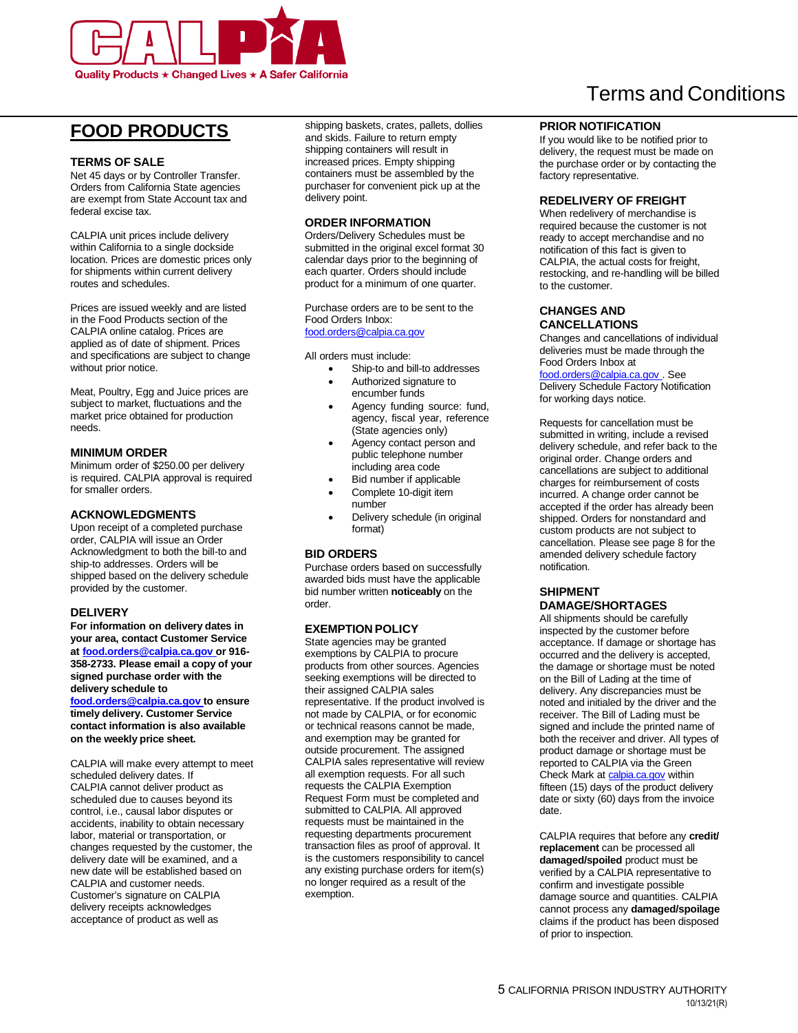# Terms and Conditions

## FOOD PRODUCTS

### TERMS OF SALE

Net 45 days or by Controller Transfer. Orders from California State agencies are exempt from State Account tax and federal excise tax.

CALPIA unit prices include delivery within California to a single dockside location. Prices are domestic prices only for shipments within current delivery routes and schedules.

Prices are issued weekly and are listed in the Food Products section of the CALPIA online catalog. Prices are applied as of date of shipment. Prices and specifications are subject to change without prior notice.

Meat, Poultry, Egg and Juice prices are subject to market, fluctuations and the market price obtained for production needs.

### MINIMUM ORDER

Minimum order of $250.00 per delivery is required. CALPIA approval is required for smaller orders.

### ACKNOWLEDGMENTS

Upon receipt of a completed purchase order, CALPIA will issue an Order Acknowledgment to both the bill-to and ship-to addresses. Orders will be shipped based on the delivery schedule provided by the customer.

### DELIVERY

**For information on delivery dates in your area, contact Customer Service at food.orders@calpia.ca.gov or 916-358-2733. Please email a copy of your signed purchase order with the delivery schedule to food.orders@calpia.ca.gov to ensure timely delivery. Customer Service contact information is also available on the weekly price sheet.**

CALPIA will make every attempt to meet scheduled delivery dates. If CALPIA cannot deliver product as scheduled due to causes beyond its control, i.e., causal labor disputes or accidents, inability to obtain necessary labor, material or transportation, or changes requested by the customer, the delivery date will be examined, and a new date will be established based on CALPIA and customer needs. Customer's signature on CALPIA delivery receipts acknowledges acceptance of product as well as shipping baskets, crates, pallets, dollies and skids. Failure to return empty shipping containers will result in increased prices. Empty shipping containers must be assembled by the purchaser for convenient pick up at the delivery point.

### ORDER INFORMATION

Orders/Delivery Schedules must be submitted in the original excel format 30 calendar days prior to the beginning of each quarter. Orders should include product for a minimum of one quarter.

Purchase orders are to be sent to the Food Orders Inbox: food.orders@calpia.ca.gov

All orders must include:

- Ship-to and bill-to addresses
- Authorized signature to encumber funds
- Agency funding source: fund, agency, fiscal year, reference (State agencies only)
- Agency contact person and public telephone number including area code
- Bid number if applicable
- Complete 10-digit item number
- Delivery schedule (in original format)

### BID ORDERS

Purchase orders based on successfully awarded bids must have the applicable bid number written **noticeably** on the order.

### EXEMPTION POLICY

State agencies may be granted exemptions by CALPIA to procure products from other sources. Agencies seeking exemptions will be directed to their assigned CALPIA sales representative. If the product involved is not made by CALPIA, or for economic or technical reasons cannot be made, and exemption may be granted for outside procurement. The assigned CALPIA sales representative will review all exemption requests. For all such requests the CALPIA Exemption Request Form must be completed and submitted to CALPIA. All approved requests must be maintained in the requesting departments procurement transaction files as proof of approval. It is the customers responsibility to cancel any existing purchase orders for item(s) no longer required as a result of the exemption.

### PRIOR NOTIFICATION

If you would like to be notified prior to delivery, the request must be made on the purchase order or by contacting the factory representative.

### REDELIVERY OF FREIGHT

When redelivery of merchandise is required because the customer is not ready to accept merchandise and no notification of this fact is given to CALPIA, the actual costs for freight, restocking, and re-handling will be billed to the customer.

### CHANGES AND CANCELLATIONS

Changes and cancellations of individual deliveries must be made through the Food Orders Inbox at food.orders@calpia.ca.gov . See Delivery Schedule Factory Notification for working days notice.

Requests for cancellation must be submitted in writing, include a revised delivery schedule, and refer back to the original order. Change orders and cancellations are subject to additional charges for reimbursement of costs incurred. A change order cannot be accepted if the order has already been shipped. Orders for nonstandard and custom products are not subject to cancellation. Please see page 8 for the amended delivery schedule factory notification.

### SHIPMENT DAMAGE/SHORTAGES

All shipments should be carefully inspected by the customer before acceptance. If damage or shortage has occurred and the delivery is accepted, the damage or shortage must be noted on the Bill of Lading at the time of delivery. Any discrepancies must be noted and initialed by the driver and the receiver. The Bill of Lading must be signed and include the printed name of both the receiver and driver. All types of product damage or shortage must be reported to CALPIA via the Green Check Mark at calpia.ca.gov within fifteen (15) days of the product delivery date or sixty (60) days from the invoice date.

CALPIA requires that before any **credit/ replacement** can be processed all **damaged/spoiled** product must be verified by a CALPIA representative to confirm and investigate possible damage source and quantities. CALPIA cannot process any **damaged/spoilage** claims if the product has been disposed of prior to inspection.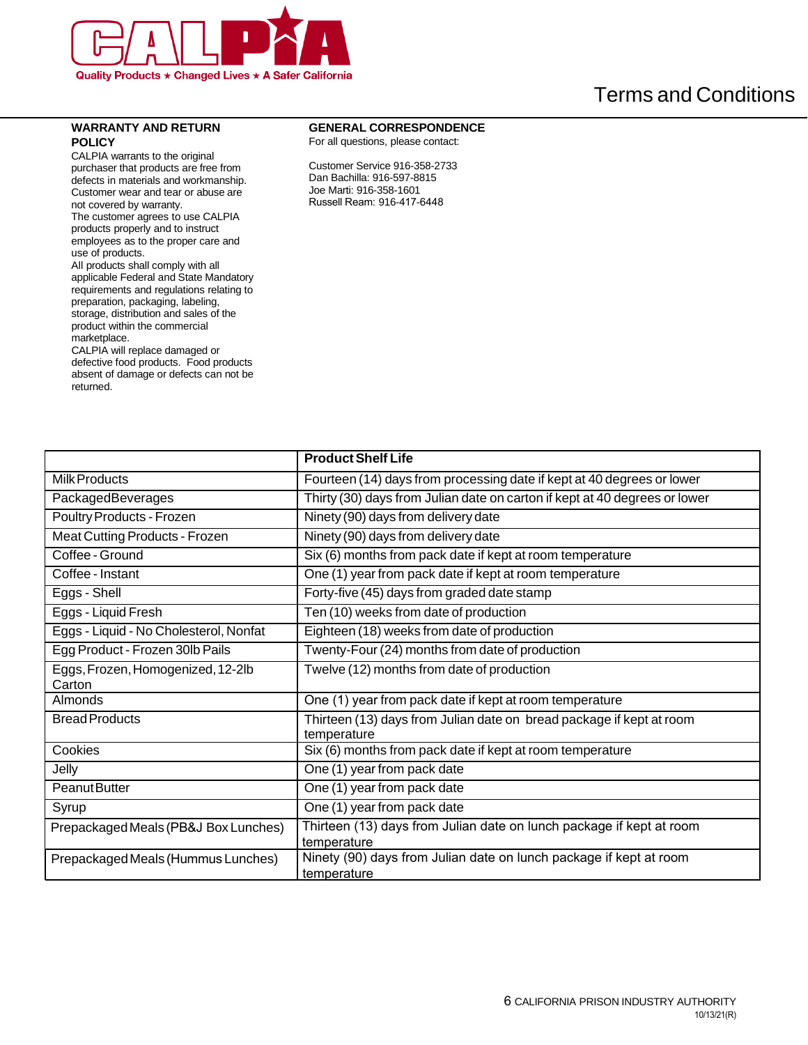# Terms and Conditions

## WARRANTY AND RETURN POLICY

CALPIA warrants to the original purchaser that products are free from defects in materials and workmanship. Customer wear and tear or abuse are not covered by warranty.

The customer agrees to use CALPIA products properly and to instruct employees as to the proper care and use of products.

All products shall comply with all applicable Federal and State Mandatory requirements and regulations relating to preparation, packaging, labeling, storage, distribution and sales of the product within the commercial marketplace.

CALPIA will replace damaged or defective food products. Food products absent of damage or defects can not be returned.

## GENERAL CORRESPONDENCE

For all questions, please contact:

Customer Service 916-358-2733
Dan Bachilla: 916-597-8815
Joe Marti: 916-358-1601
Russell Ream: 916-417-6448

| | **Product Shelf Life** |
|---|---|
| Milk Products | Fourteen (14) days from processing date if kept at 40 degrees or lower |
| PackagedBeverages | Thirty (30) days from Julian date on carton if kept at 40 degrees or lower |
| Poultry Products - Frozen | Ninety (90) days from delivery date |
| Meat Cutting Products - Frozen | Ninety (90) days from delivery date |
| Coffee - Ground | Six (6) months from pack date if kept at room temperature |
| Coffee - Instant | One (1) year from pack date if kept at room temperature |
| Eggs - Shell | Forty-five (45) days from graded date stamp |
| Eggs - Liquid Fresh | Ten (10) weeks from date of production |
| Eggs - Liquid - No Cholesterol, Nonfat | Eighteen (18) weeks from date of production |
| Egg Product - Frozen 30lb Pails | Twenty-Four (24) months from date of production |
| Eggs, Frozen, Homogenized, 12-2lb Carton | Twelve (12) months from date of production |
| Almonds | One (1) year from pack date if kept at room temperature |
| Bread Products | Thirteen (13) days from Julian date on bread package if kept at room temperature |
| Cookies | Six (6) months from pack date if kept at room temperature |
| Jelly | One (1) year from pack date |
| Peanut Butter | One (1) year from pack date |
| Syrup | One (1) year from pack date |
| Prepackaged Meals (PB&J Box Lunches) | Thirteen (13) days from Julian date on lunch package if kept at room temperature |
| Prepackaged Meals (Hummus Lunches) | Ninety (90) days from Julian date on lunch package if kept at room temperature |

10/13/21(R)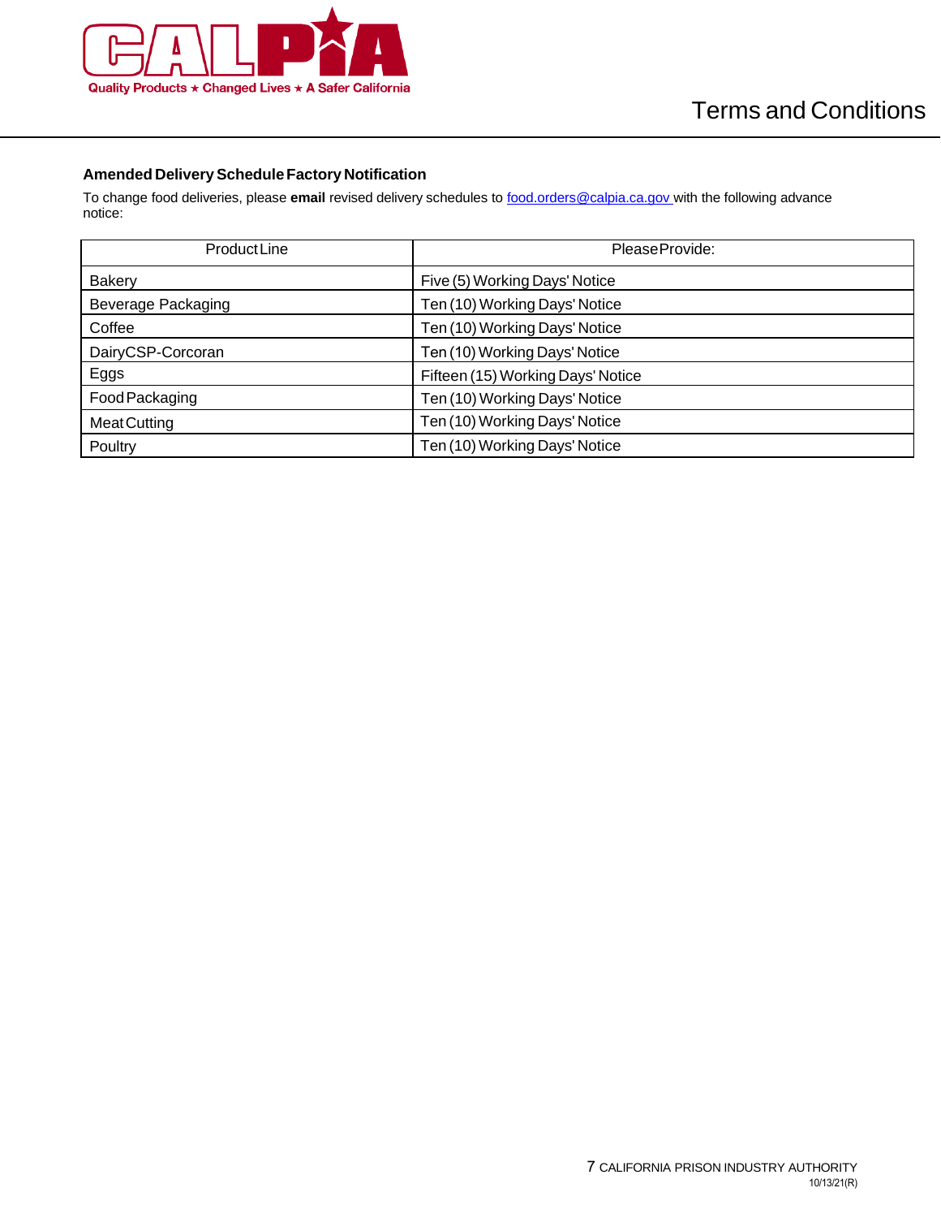# Terms and Conditions

### Amended Delivery Schedule Factory Notification

To change food deliveries, please **email** revised delivery schedules to food.orders@calpia.ca.gov with the following advance notice:

| Product Line | Please Provide: |
| --- | --- |
| Bakery | Five (5) Working Days' Notice |
| Beverage Packaging | Ten (10) Working Days' Notice |
| Coffee | Ten (10) Working Days' Notice |
| DairyCSP-Corcoran | Ten (10) Working Days' Notice |
| Eggs | Fifteen (15) Working Days' Notice |
| Food Packaging | Ten (10) Working Days' Notice |
| Meat Cutting | Ten (10) Working Days' Notice |
| Poultry | Ten (10) Working Days' Notice |